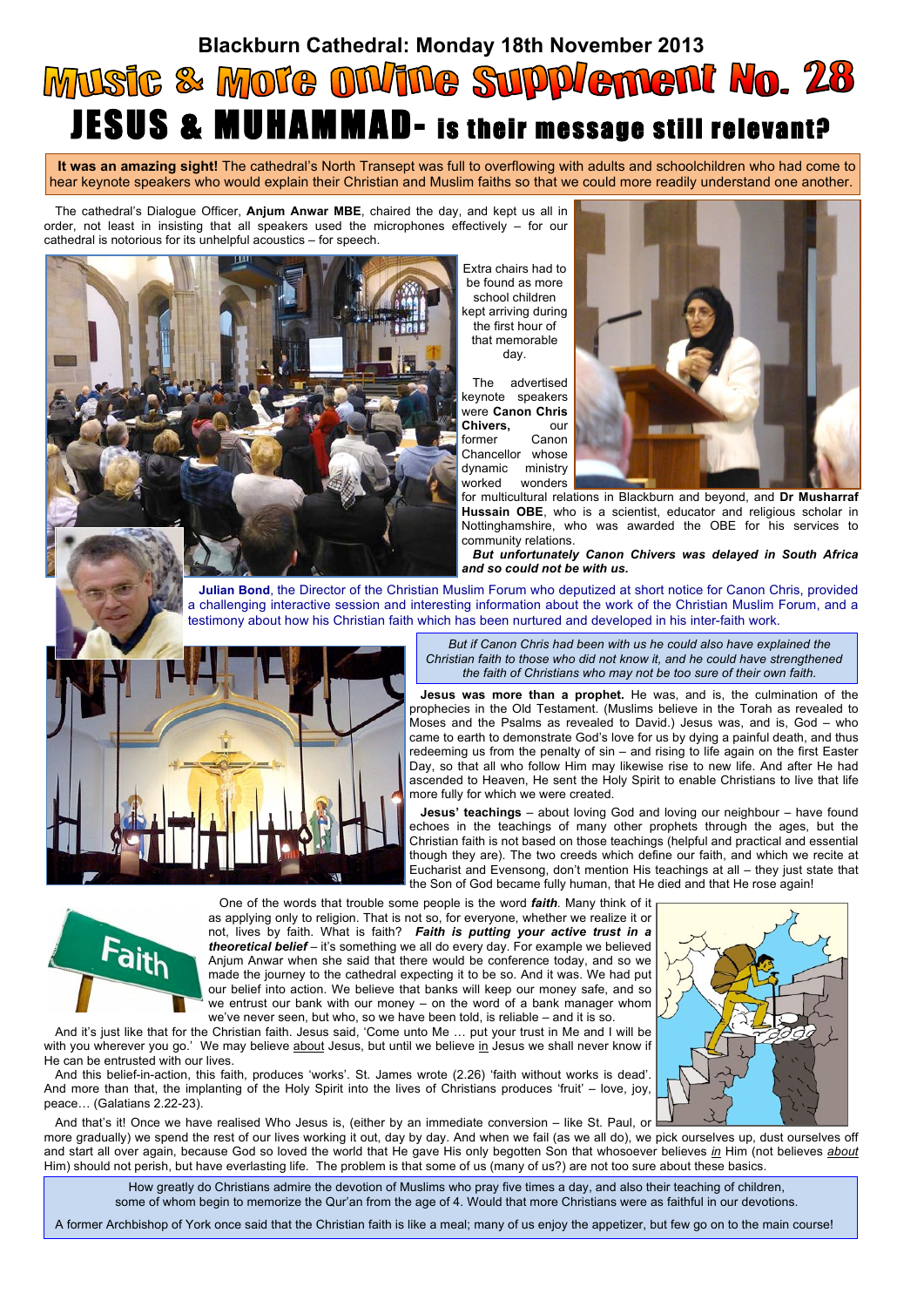## Blackburn Cathedral: Monday 18th November 2013

# Music & More Online Supplement No. 28

# JESUS & MUHAMMAD- is their message still relevant?

**It was an amazing sight!** The cathedral's North Transept was full to overflowing with adults and schoolchildren who had come to hear keynote speakers who would explain their Christian and Muslim faiths so that we could more readily understand one another.

The cathedral's Dialogue Officer, **Anjum Anwar MBE**, chaired the day, and kept us all in order, not least in insisting that all speakers used the microphones effectively – for our cathedral is notorious for its unhelpful acoustics – for speech.

Extra chairs had to be found as more school children kept arriving during the first hour of that memorable day.

The advertised keynote speakers were **Canon Chris Chivers,** our former Canon Chancellor whose dynamic ministry worked wonders for multicultural relations in Blackburn and beyond, and **Dr Musharraf Hussain OBE**, who is a scientist, educator and religious scholar in Nottinghamshire, who was awarded the OBE for his services to community relations.

***But unfortunately Canon Chivers was delayed in South Africa and so could not be with us.***

**Julian Bond**, the Director of the Christian Muslim Forum who deputized at short notice for Canon Chris, provided a challenging interactive session and interesting information about the work of the Christian Muslim Forum, and a testimony about how his Christian faith which has been nurtured and developed in his inter-faith work.

*But if Canon Chris had been with us he could also have explained the Christian faith to those who did not know it, and he could have strengthened the faith of Christians who may not be too sure of their own faith.*

**Jesus was more than a prophet.** He was, and is, the culmination of the prophecies in the Old Testament. (Muslims believe in the Torah as revealed to Moses and the Psalms as revealed to David.) Jesus was, and is, God – who came to earth to demonstrate God's love for us by dying a painful death, and thus redeeming us from the penalty of sin – and rising to life again on the first Easter Day, so that all who follow Him may likewise rise to new life. And after He had ascended to Heaven, He sent the Holy Spirit to enable Christians to live that life more fully for which we were created.

**Jesus' teachings** – about loving God and loving our neighbour – have found echoes in the teachings of many other prophets through the ages, but the Christian faith is not based on those teachings (helpful and practical and essential though they are). The two creeds which define our faith, and which we recite at Eucharist and Evensong, don't mention His teachings at all – they just state that the Son of God became fully human, that He died and that He rose again!

One of the words that trouble some people is the word ***faith***. Many think of it as applying only to religion. That is not so, for everyone, whether we realize it or not, lives by faith. What is faith? ***Faith is putting your active trust in a theoretical belief*** – it's something we all do every day. For example we believed Anjum Anwar when she said that there would be conference today, and so we made the journey to the cathedral expecting it to be so. And it was. We had put our belief into action. We believe that banks will keep our money safe, and so we entrust our bank with our money – on the word of a bank manager whom we've never seen, but who, so we have been told, is reliable – and it is so.

And it's just like that for the Christian faith. Jesus said, 'Come unto Me … put your trust in Me and I will be with you wherever you go.' We may believe <u>about</u> Jesus, but until we believe <u>in</u> Jesus we shall never know if He can be entrusted with our lives.

And this belief-in-action, this faith, produces 'works'. St. James wrote (2.26) 'faith without works is dead'. And more than that, the implanting of the Holy Spirit into the lives of Christians produces 'fruit' – love, joy, peace… (Galatians 2.22-23).

And that's it! Once we have realised Who Jesus is, (either by an immediate conversion – like St. Paul, or more gradually) we spend the rest of our lives working it out, day by day. And when we fail (as we all do), we pick ourselves up, dust ourselves off and start all over again, because God so loved the world that He gave His only begotten Son that whosoever believes *<u>in</u>* Him (not believes *<u>about</u>* Him) should not perish, but have everlasting life. The problem is that some of us (many of us?) are not too sure about these basics.

How greatly do Christians admire the devotion of Muslims who pray five times a day, and also their teaching of children, some of whom begin to memorize the Qur'an from the age of 4. Would that more Christians were as faithful in our devotions.

A former Archbishop of York once said that the Christian faith is like a meal; many of us enjoy the appetizer, but few go on to the main course!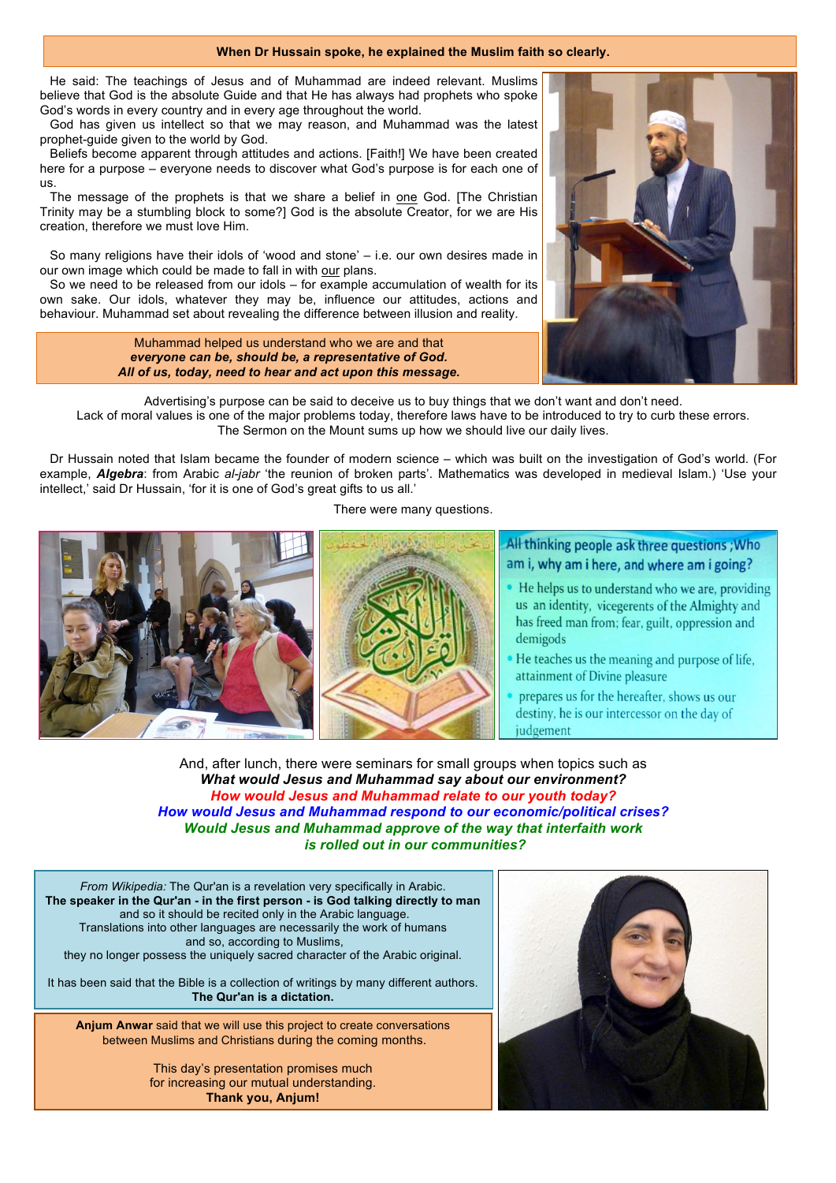**When Dr Hussain spoke, he explained the Muslim faith so clearly.**

He said: The teachings of Jesus and of Muhammad are indeed relevant. Muslims believe that God is the absolute Guide and that He has always had prophets who spoke God's words in every country and in every age throughout the world.

God has given us intellect so that we may reason, and Muhammad was the latest prophet-guide given to the world by God.

Beliefs become apparent through attitudes and actions. [Faith!] We have been created here for a purpose – everyone needs to discover what God's purpose is for each one of us.

The message of the prophets is that we share a belief in one God. [The Christian Trinity may be a stumbling block to some?] God is the absolute Creator, for we are His creation, therefore we must love Him.

So many religions have their idols of 'wood and stone' – i.e. our own desires made in our own image which could be made to fall in with our plans.

So we need to be released from our idols – for example accumulation of wealth for its own sake. Our idols, whatever they may be, influence our attitudes, actions and behaviour. Muhammad set about revealing the difference between illusion and reality.

Muhammad helped us understand who we are and that
***everyone can be, should be, a representative of God.***
***All of us, today, need to hear and act upon this message.***

Advertising's purpose can be said to deceive us to buy things that we don't want and don't need.
Lack of moral values is one of the major problems today, therefore laws have to be introduced to try to curb these errors.
The Sermon on the Mount sums up how we should live our daily lives.

Dr Hussain noted that Islam became the founder of modern science – which was built on the investigation of God's world. (For example, ***Algebra***: from Arabic *al-jabr* 'the reunion of broken parts'. Mathematics was developed in medieval Islam.) 'Use your intellect,' said Dr Hussain, 'for it is one of God's great gifts to us all.'

There were many questions.

All thinking people ask three questions ;Who am i, why am i here, and where am i going?

- He helps us to understand who we are, providing us an identity, vicegerents of the Almighty and has freed man from; fear, guilt, oppression and demigods
- He teaches us the meaning and purpose of life, attainment of Divine pleasure
- prepares us for the hereafter, shows us our destiny, he is our intercessor on the day of judgement

And, after lunch, there were seminars for small groups when topics such as
***What would Jesus and Muhammad say about our environment?***
***How would Jesus and Muhammad relate to our youth today?***
***How would Jesus and Muhammad respond to our economic/political crises?***
***Would Jesus and Muhammad approve of the way that interfaith work is rolled out in our communities?***

*From Wikipedia:* The Qur'an is a revelation very specifically in Arabic.
**The speaker in the Qur'an - in the first person - is God talking directly to man**
and so it should be recited only in the Arabic language.
Translations into other languages are necessarily the work of humans
and so, according to Muslims,
they no longer possess the uniquely sacred character of the Arabic original.

It has been said that the Bible is a collection of writings by many different authors.
**The Qur'an is a dictation.**

**Anjum Anwar** said that we will use this project to create conversations between Muslims and Christians during the coming months.

This day's presentation promises much
for increasing our mutual understanding.
**Thank you, Anjum!**